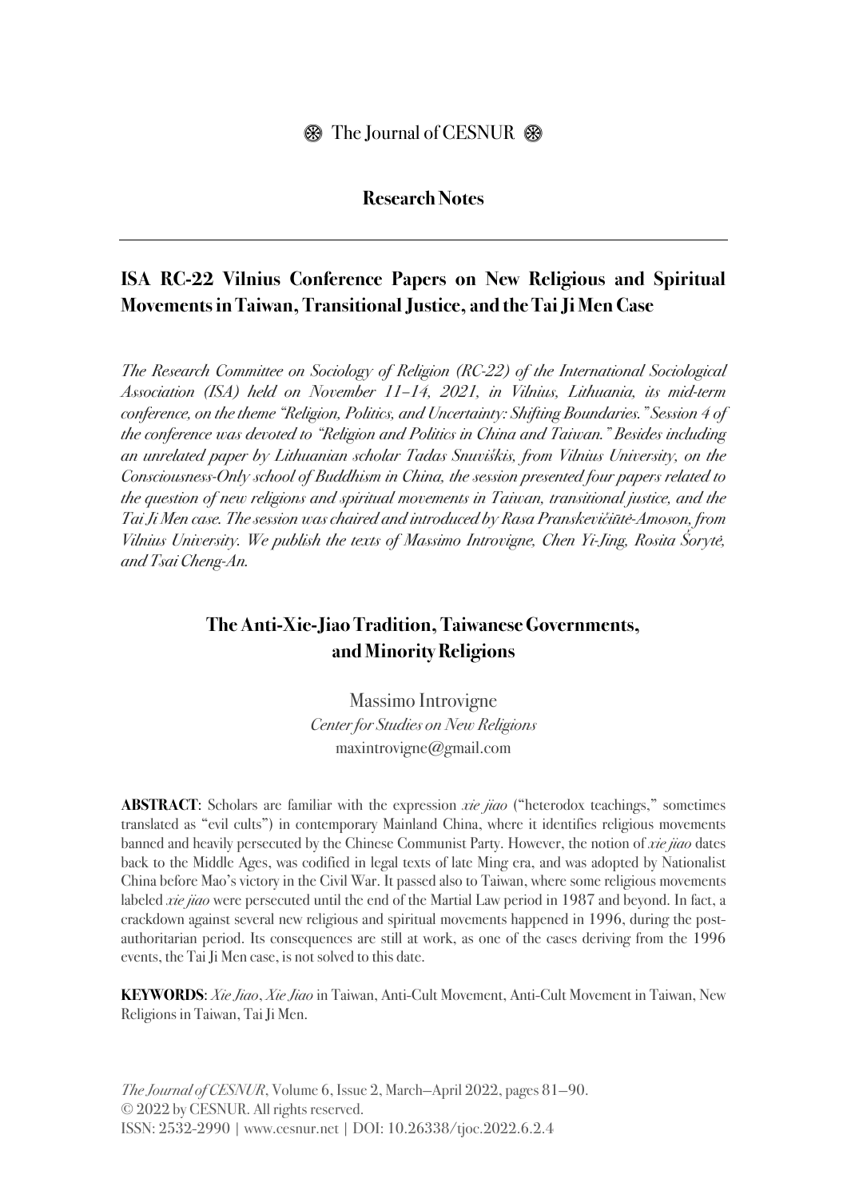## Research Notes

# ISA RC-22 Vilnius Conference Papers on New Religious and Spiritual Movements in Taiwan, Transitional Justice, and the Tai Ji Men Case

*The Research Committee on Sociology of Religion (RC-22) of the International Sociological Association (ISA) held on November 11–14, 2021, in Vilnius, Lithuania, its mid-term conference, on the theme "Religion, Politics, and Uncertainty: Shifting Boundaries." Session 4 of the conference was devoted to "Religion and Politics in China and Taiwan." Besides including an unrelated paper by Lithuanian scholar Tadas Snuviškis, from Vilnius University, on the Consciousness-Only school of Buddhism in China, the session presented four papers related to the question of new religions and spiritual movements in Taiwan, transitional justice, and the Tai Ji Men case. The session was chaired and introduced by Rasa Pranskevičiūtė-Amoson, from Vilnius University. We publish the texts of Massimo Introvigne, Chen Yi-Jing, Rosita Šorytė, and Tsai Cheng-An.*

## The Anti-Xie-Jiao Tradition, Taiwanese Governments, and Minority Religions

Massimo Introvigne
*Center for Studies on New Religions*
maxintrovigne@gmail.com

**ABSTRACT**: Scholars are familiar with the expression *xie jiao* ("heterodox teachings," sometimes translated as "evil cults") in contemporary Mainland China, where it identifies religious movements banned and heavily persecuted by the Chinese Communist Party. However, the notion of *xie jiao* dates back to the Middle Ages, was codified in legal texts of late Ming era, and was adopted by Nationalist China before Mao's victory in the Civil War. It passed also to Taiwan, where some religious movements labeled *xie jiao* were persecuted until the end of the Martial Law period in 1987 and beyond. In fact, a crackdown against several new religious and spiritual movements happened in 1996, during the post-authoritarian period. Its consequences are still at work, as one of the cases deriving from the 1996 events, the Tai Ji Men case, is not solved to this date.

**KEYWORDS**: *Xie Jiao*, *Xie Jiao* in Taiwan, Anti-Cult Movement, Anti-Cult Movement in Taiwan, New Religions in Taiwan, Tai Ji Men.

*The Journal of CESNUR*, Volume 6, Issue 2, March—April 2022, pages 81—90.
© 2022 by CESNUR. All rights reserved.
ISSN: 2532-2990 | www.cesnur.net | DOI: 10.26338/tjoc.2022.6.2.4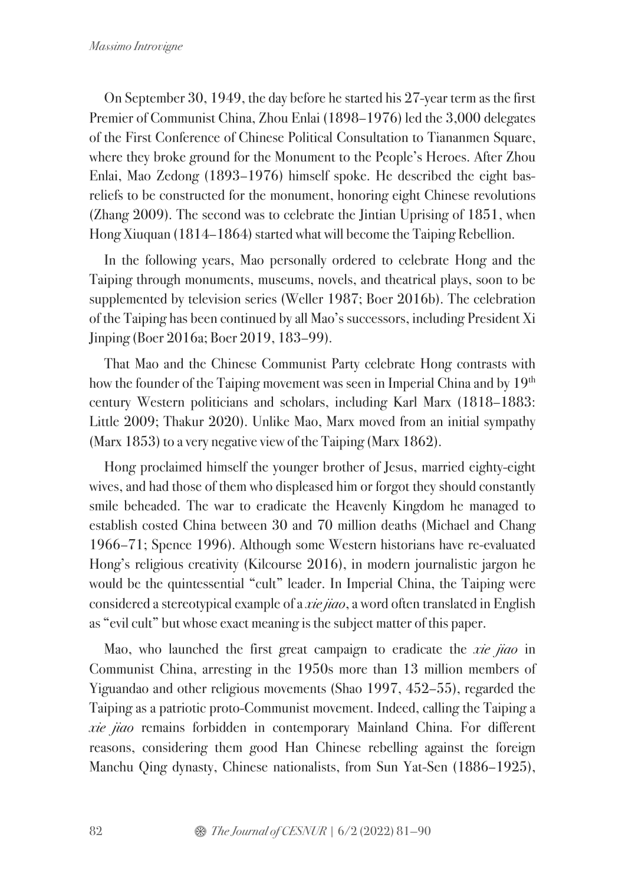On September 30, 1949, the day before he started his 27-year term as the first Premier of Communist China, Zhou Enlai (1898–1976) led the 3,000 delegates of the First Conference of Chinese Political Consultation to Tiananmen Square, where they broke ground for the Monument to the People's Heroes. After Zhou Enlai, Mao Zedong (1893–1976) himself spoke. He described the eight bas-reliefs to be constructed for the monument, honoring eight Chinese revolutions (Zhang 2009). The second was to celebrate the Jintian Uprising of 1851, when Hong Xiuquan (1814–1864) started what will become the Taiping Rebellion.

In the following years, Mao personally ordered to celebrate Hong and the Taiping through monuments, museums, novels, and theatrical plays, soon to be supplemented by television series (Weller 1987; Boer 2016b). The celebration of the Taiping has been continued by all Mao's successors, including President Xi Jinping (Boer 2016a; Boer 2019, 183–99).

That Mao and the Chinese Communist Party celebrate Hong contrasts with how the founder of the Taiping movement was seen in Imperial China and by 19th century Western politicians and scholars, including Karl Marx (1818–1883: Little 2009; Thakur 2020). Unlike Mao, Marx moved from an initial sympathy (Marx 1853) to a very negative view of the Taiping (Marx 1862).

Hong proclaimed himself the younger brother of Jesus, married eighty-eight wives, and had those of them who displeased him or forgot they should constantly smile beheaded. The war to eradicate the Heavenly Kingdom he managed to establish costed China between 30 and 70 million deaths (Michael and Chang 1966–71; Spence 1996). Although some Western historians have re-evaluated Hong's religious creativity (Kilcourse 2016), in modern journalistic jargon he would be the quintessential "cult" leader. In Imperial China, the Taiping were considered a stereotypical example of a *xie jiao*, a word often translated in English as "evil cult" but whose exact meaning is the subject matter of this paper.

Mao, who launched the first great campaign to eradicate the *xie jiao* in Communist China, arresting in the 1950s more than 13 million members of Yiguandao and other religious movements (Shao 1997, 452–55), regarded the Taiping as a patriotic proto-Communist movement. Indeed, calling the Taiping a *xie jiao* remains forbidden in contemporary Mainland China. For different reasons, considering them good Han Chinese rebelling against the foreign Manchu Qing dynasty, Chinese nationalists, from Sun Yat-Sen (1886–1925),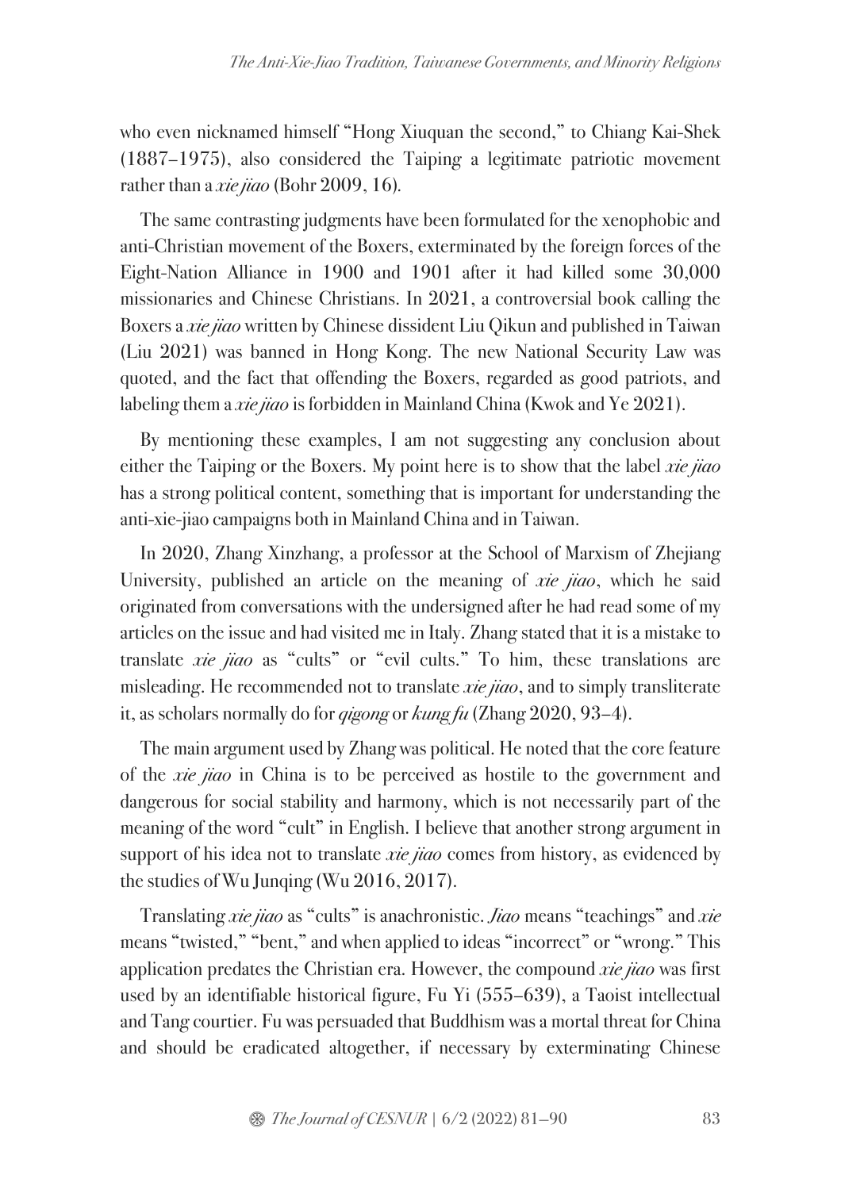who even nicknamed himself "Hong Xiuquan the second," to Chiang Kai-Shek (1887–1975), also considered the Taiping a legitimate patriotic movement rather than a *xie jiao* (Bohr 2009, 16).

The same contrasting judgments have been formulated for the xenophobic and anti-Christian movement of the Boxers, exterminated by the foreign forces of the Eight-Nation Alliance in 1900 and 1901 after it had killed some 30,000 missionaries and Chinese Christians. In 2021, a controversial book calling the Boxers a *xie jiao* written by Chinese dissident Liu Qikun and published in Taiwan (Liu 2021) was banned in Hong Kong. The new National Security Law was quoted, and the fact that offending the Boxers, regarded as good patriots, and labeling them a *xie jiao* is forbidden in Mainland China (Kwok and Ye 2021).

By mentioning these examples, I am not suggesting any conclusion about either the Taiping or the Boxers. My point here is to show that the label *xie jiao* has a strong political content, something that is important for understanding the anti-xie-jiao campaigns both in Mainland China and in Taiwan.

In 2020, Zhang Xinzhang, a professor at the School of Marxism of Zhejiang University, published an article on the meaning of *xie jiao*, which he said originated from conversations with the undersigned after he had read some of my articles on the issue and had visited me in Italy. Zhang stated that it is a mistake to translate *xie jiao* as "cults" or "evil cults." To him, these translations are misleading. He recommended not to translate *xie jiao*, and to simply transliterate it, as scholars normally do for *qigong* or *kung fu* (Zhang 2020, 93–4).

The main argument used by Zhang was political. He noted that the core feature of the *xie jiao* in China is to be perceived as hostile to the government and dangerous for social stability and harmony, which is not necessarily part of the meaning of the word "cult" in English. I believe that another strong argument in support of his idea not to translate *xie jiao* comes from history, as evidenced by the studies of Wu Junqing (Wu 2016, 2017).

Translating *xie jiao* as "cults" is anachronistic. *Jiao* means "teachings" and *xie* means "twisted," "bent," and when applied to ideas "incorrect" or "wrong." This application predates the Christian era. However, the compound *xie jiao* was first used by an identifiable historical figure, Fu Yi (555–639), a Taoist intellectual and Tang courtier. Fu was persuaded that Buddhism was a mortal threat for China and should be eradicated altogether, if necessary by exterminating Chinese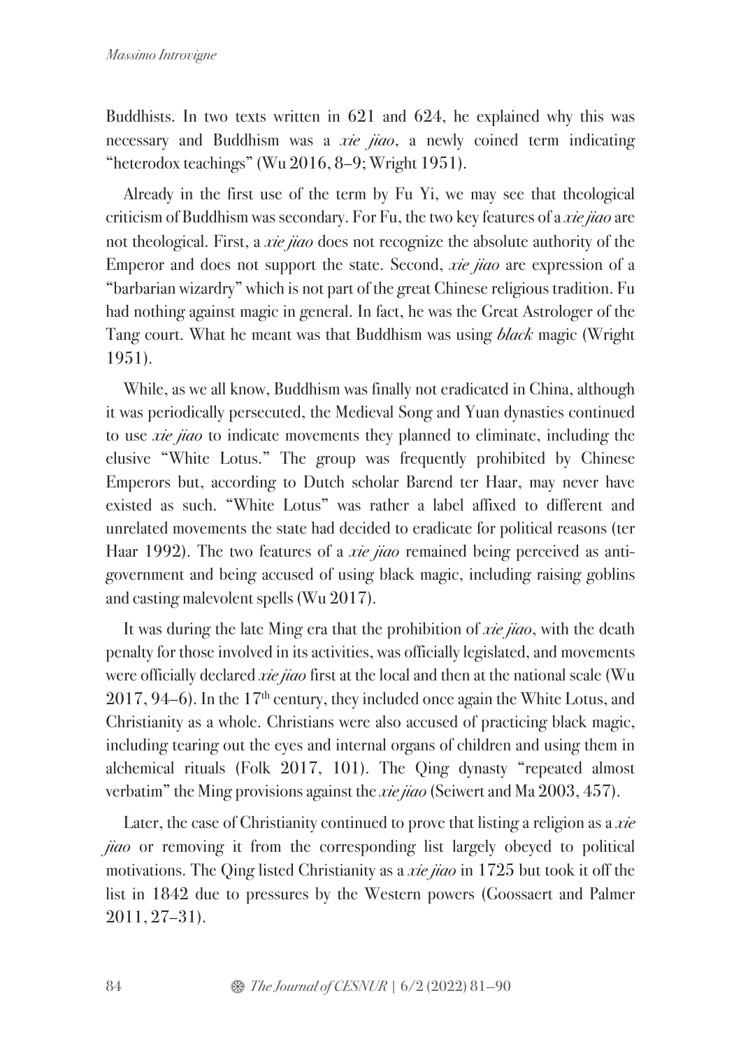Buddhists. In two texts written in 621 and 624, he explained why this was necessary and Buddhism was a *xie jiao*, a newly coined term indicating "heterodox teachings" (Wu 2016, 8–9; Wright 1951).

Already in the first use of the term by Fu Yi, we may see that theological criticism of Buddhism was secondary. For Fu, the two key features of a *xie jiao* are not theological. First, a *xie jiao* does not recognize the absolute authority of the Emperor and does not support the state. Second, *xie jiao* are expression of a "barbarian wizardry" which is not part of the great Chinese religious tradition. Fu had nothing against magic in general. In fact, he was the Great Astrologer of the Tang court. What he meant was that Buddhism was using *black* magic (Wright 1951).

While, as we all know, Buddhism was finally not eradicated in China, although it was periodically persecuted, the Medieval Song and Yuan dynasties continued to use *xie jiao* to indicate movements they planned to eliminate, including the elusive "White Lotus." The group was frequently prohibited by Chinese Emperors but, according to Dutch scholar Barend ter Haar, may never have existed as such. "White Lotus" was rather a label affixed to different and unrelated movements the state had decided to eradicate for political reasons (ter Haar 1992). The two features of a *xie jiao* remained being perceived as anti-government and being accused of using black magic, including raising goblins and casting malevolent spells (Wu 2017).

It was during the late Ming era that the prohibition of *xie jiao*, with the death penalty for those involved in its activities, was officially legislated, and movements were officially declared *xie jiao* first at the local and then at the national scale (Wu 2017, 94–6). In the 17th century, they included once again the White Lotus, and Christianity as a whole. Christians were also accused of practicing black magic, including tearing out the eyes and internal organs of children and using them in alchemical rituals (Folk 2017, 101). The Qing dynasty "repeated almost verbatim" the Ming provisions against the *xie jiao* (Seiwert and Ma 2003, 457).

Later, the case of Christianity continued to prove that listing a religion as a *xie jiao* or removing it from the corresponding list largely obeyed to political motivations. The Qing listed Christianity as a *xie jiao* in 1725 but took it off the list in 1842 due to pressures by the Western powers (Goossaert and Palmer 2011, 27–31).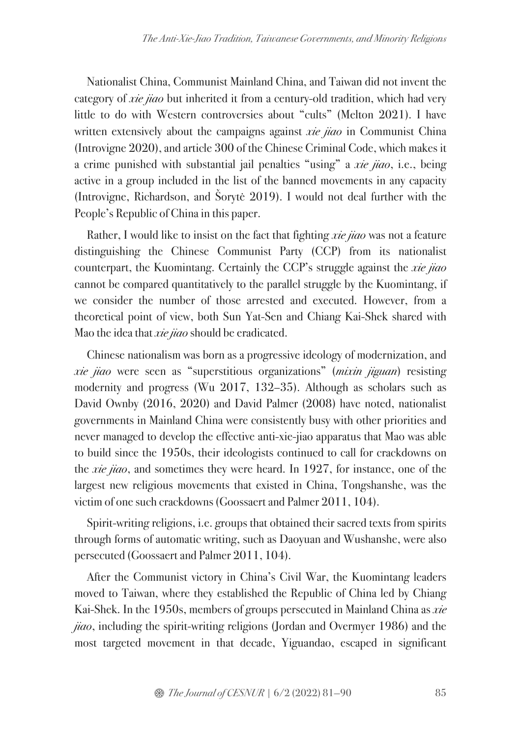Nationalist China, Communist Mainland China, and Taiwan did not invent the category of *xie jiao* but inherited it from a century-old tradition, which had very little to do with Western controversies about "cults" (Melton 2021). I have written extensively about the campaigns against *xie jiao* in Communist China (Introvigne 2020), and article 300 of the Chinese Criminal Code, which makes it a crime punished with substantial jail penalties "using" a *xie jiao*, i.e., being active in a group included in the list of the banned movements in any capacity (Introvigne, Richardson, and Šorytė 2019). I would not deal further with the People's Republic of China in this paper.

Rather, I would like to insist on the fact that fighting *xie jiao* was not a feature distinguishing the Chinese Communist Party (CCP) from its nationalist counterpart, the Kuomintang. Certainly the CCP's struggle against the *xie jiao* cannot be compared quantitatively to the parallel struggle by the Kuomintang, if we consider the number of those arrested and executed. However, from a theoretical point of view, both Sun Yat-Sen and Chiang Kai-Shek shared with Mao the idea that *xie jiao* should be eradicated.

Chinese nationalism was born as a progressive ideology of modernization, and *xie jiao* were seen as "superstitious organizations" (*mixin jiguan*) resisting modernity and progress (Wu 2017, 132–35). Although as scholars such as David Ownby (2016, 2020) and David Palmer (2008) have noted, nationalist governments in Mainland China were consistently busy with other priorities and never managed to develop the effective anti-xie-jiao apparatus that Mao was able to build since the 1950s, their ideologists continued to call for crackdowns on the *xie jiao*, and sometimes they were heard. In 1927, for instance, one of the largest new religious movements that existed in China, Tongshanshe, was the victim of one such crackdowns (Goossaert and Palmer 2011, 104).

Spirit-writing religions, i.e. groups that obtained their sacred texts from spirits through forms of automatic writing, such as Daoyuan and Wushanshe, were also persecuted (Goossaert and Palmer 2011, 104).

After the Communist victory in China's Civil War, the Kuomintang leaders moved to Taiwan, where they established the Republic of China led by Chiang Kai-Shek. In the 1950s, members of groups persecuted in Mainland China as *xie jiao*, including the spirit-writing religions (Jordan and Overmyer 1986) and the most targeted movement in that decade, Yiguandao, escaped in significant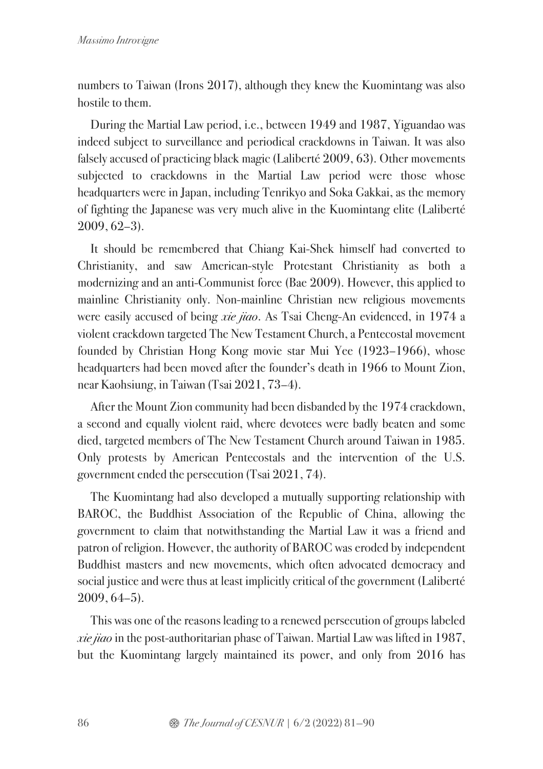numbers to Taiwan (Irons 2017), although they knew the Kuomintang was also hostile to them.

During the Martial Law period, i.e., between 1949 and 1987, Yiguandao was indeed subject to surveillance and periodical crackdowns in Taiwan. It was also falsely accused of practicing black magic (Laliberté 2009, 63). Other movements subjected to crackdowns in the Martial Law period were those whose headquarters were in Japan, including Tenrikyo and Soka Gakkai, as the memory of fighting the Japanese was very much alive in the Kuomintang elite (Laliberté 2009, 62–3).

It should be remembered that Chiang Kai-Shek himself had converted to Christianity, and saw American-style Protestant Christianity as both a modernizing and an anti-Communist force (Bae 2009). However, this applied to mainline Christianity only. Non-mainline Christian new religious movements were easily accused of being *xie jiao*. As Tsai Cheng-An evidenced, in 1974 a violent crackdown targeted The New Testament Church, a Pentecostal movement founded by Christian Hong Kong movie star Mui Yee (1923–1966), whose headquarters had been moved after the founder's death in 1966 to Mount Zion, near Kaohsiung, in Taiwan (Tsai 2021, 73–4).

After the Mount Zion community had been disbanded by the 1974 crackdown, a second and equally violent raid, where devotees were badly beaten and some died, targeted members of The New Testament Church around Taiwan in 1985. Only protests by American Pentecostals and the intervention of the U.S. government ended the persecution (Tsai 2021, 74).

The Kuomintang had also developed a mutually supporting relationship with BAROC, the Buddhist Association of the Republic of China, allowing the government to claim that notwithstanding the Martial Law it was a friend and patron of religion. However, the authority of BAROC was eroded by independent Buddhist masters and new movements, which often advocated democracy and social justice and were thus at least implicitly critical of the government (Laliberté 2009, 64–5).

This was one of the reasons leading to a renewed persecution of groups labeled *xie jiao* in the post-authoritarian phase of Taiwan. Martial Law was lifted in 1987, but the Kuomintang largely maintained its power, and only from 2016 has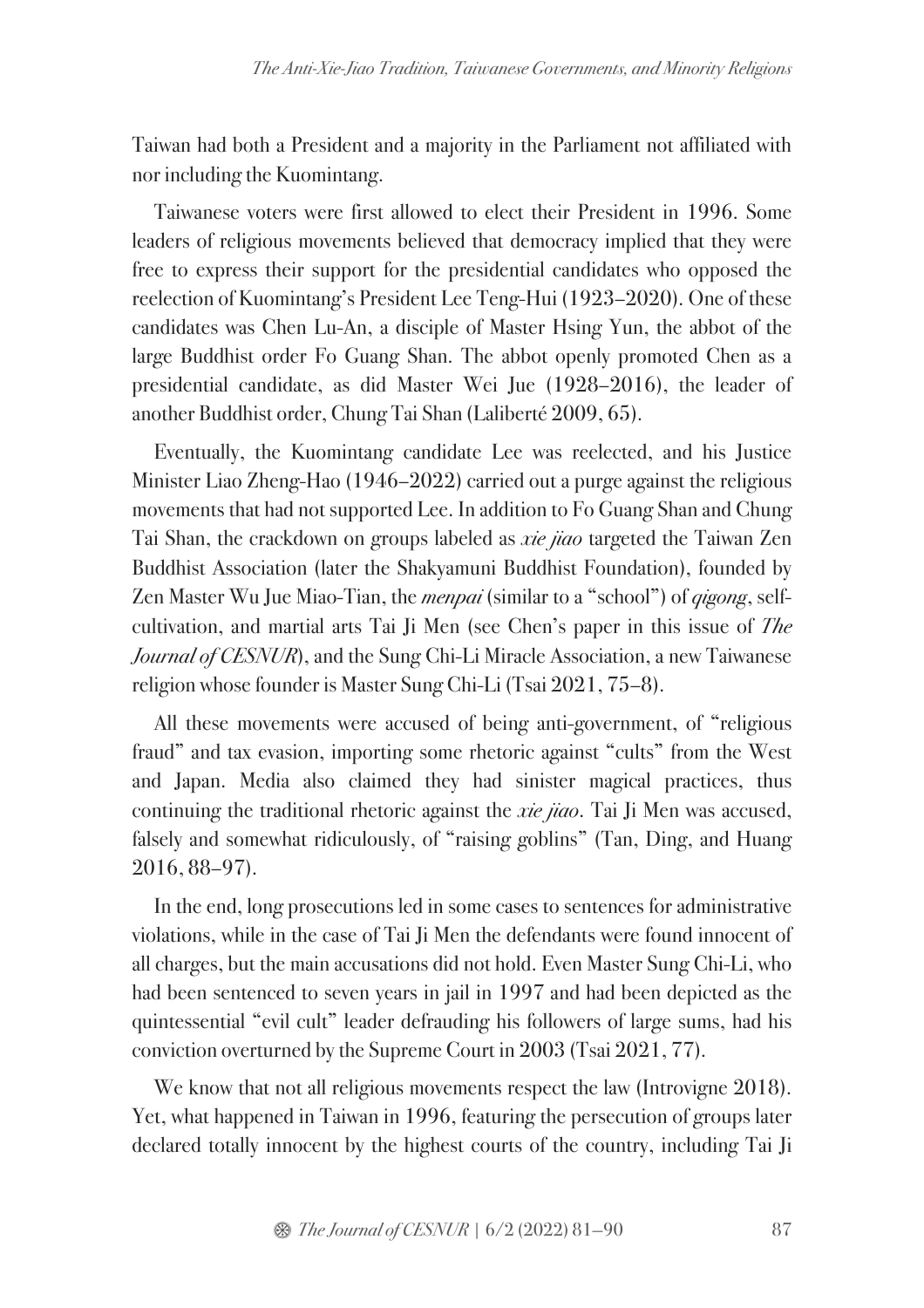Taiwan had both a President and a majority in the Parliament not affiliated with nor including the Kuomintang.

Taiwanese voters were first allowed to elect their President in 1996. Some leaders of religious movements believed that democracy implied that they were free to express their support for the presidential candidates who opposed the reelection of Kuomintang's President Lee Teng-Hui (1923–2020). One of these candidates was Chen Lu-An, a disciple of Master Hsing Yun, the abbot of the large Buddhist order Fo Guang Shan. The abbot openly promoted Chen as a presidential candidate, as did Master Wei Jue (1928–2016), the leader of another Buddhist order, Chung Tai Shan (Laliberté 2009, 65).

Eventually, the Kuomintang candidate Lee was reelected, and his Justice Minister Liao Zheng-Hao (1946–2022) carried out a purge against the religious movements that had not supported Lee. In addition to Fo Guang Shan and Chung Tai Shan, the crackdown on groups labeled as *xie jiao* targeted the Taiwan Zen Buddhist Association (later the Shakyamuni Buddhist Foundation), founded by Zen Master Wu Jue Miao-Tian, the *menpai* (similar to a "school") of *qigong*, self-cultivation, and martial arts Tai Ji Men (see Chen's paper in this issue of *The Journal of CESNUR*), and the Sung Chi-Li Miracle Association, a new Taiwanese religion whose founder is Master Sung Chi-Li (Tsai 2021, 75–8).

All these movements were accused of being anti-government, of "religious fraud" and tax evasion, importing some rhetoric against "cults" from the West and Japan. Media also claimed they had sinister magical practices, thus continuing the traditional rhetoric against the *xie jiao*. Tai Ji Men was accused, falsely and somewhat ridiculously, of "raising goblins" (Tan, Ding, and Huang 2016, 88–97).

In the end, long prosecutions led in some cases to sentences for administrative violations, while in the case of Tai Ji Men the defendants were found innocent of all charges, but the main accusations did not hold. Even Master Sung Chi-Li, who had been sentenced to seven years in jail in 1997 and had been depicted as the quintessential "evil cult" leader defrauding his followers of large sums, had his conviction overturned by the Supreme Court in 2003 (Tsai 2021, 77).

We know that not all religious movements respect the law (Introvigne 2018). Yet, what happened in Taiwan in 1996, featuring the persecution of groups later declared totally innocent by the highest courts of the country, including Tai Ji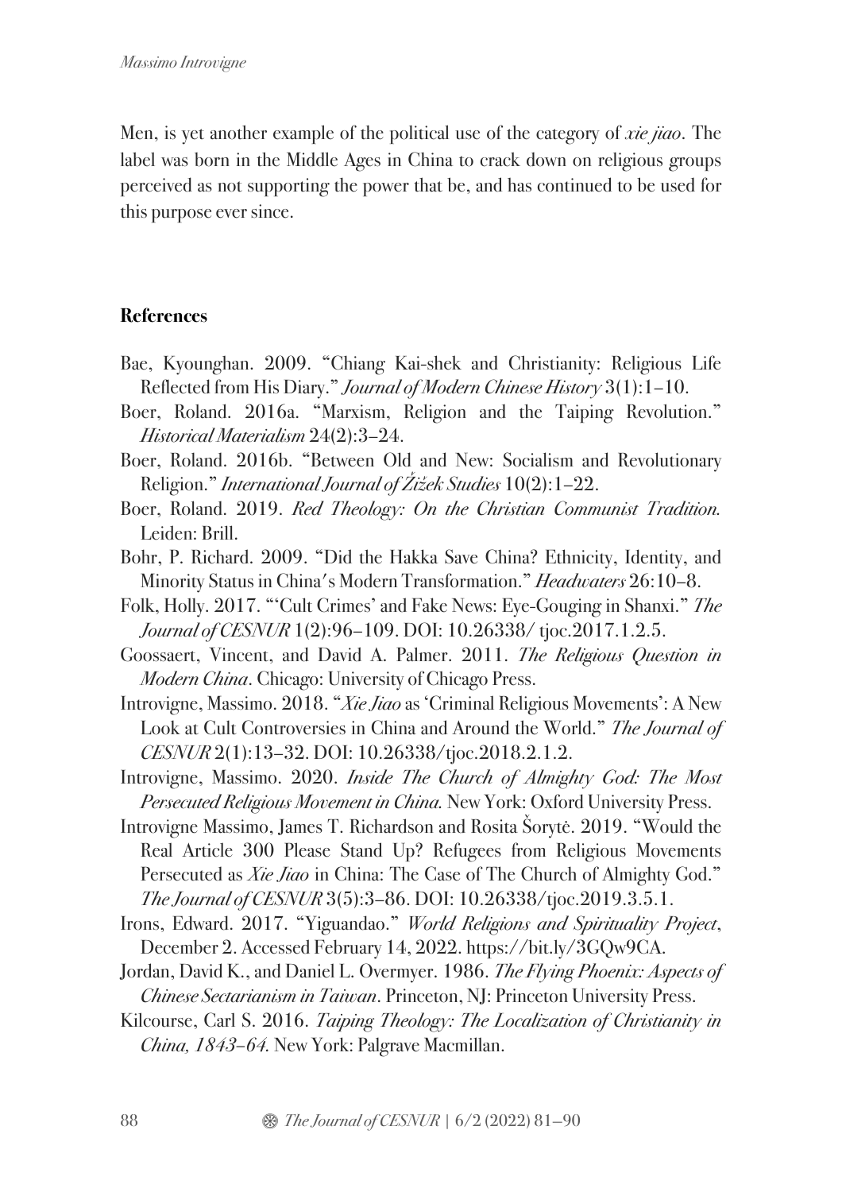Men, is yet another example of the political use of the category of *xie jiao*. The label was born in the Middle Ages in China to crack down on religious groups perceived as not supporting the power that be, and has continued to be used for this purpose ever since.

## References

Bae, Kyounghan. 2009. "Chiang Kai-shek and Christianity: Religious Life Reflected from His Diary." *Journal of Modern Chinese History* 3(1):1–10.

Boer, Roland. 2016a. "Marxism, Religion and the Taiping Revolution." *Historical Materialism* 24(2):3–24.

Boer, Roland. 2016b. "Between Old and New: Socialism and Revolutionary Religion." *International Journal of Žižek Studies* 10(2):1–22.

Boer, Roland. 2019. *Red Theology: On the Christian Communist Tradition.* Leiden: Brill.

Bohr, P. Richard. 2009. "Did the Hakka Save China? Ethnicity, Identity, and Minority Status in China's Modern Transformation." *Headwaters* 26:10–8.

Folk, Holly. 2017. "'Cult Crimes' and Fake News: Eye-Gouging in Shanxi." *The Journal of CESNUR* 1(2):96–109. DOI: 10.26338/ tjoc.2017.1.2.5.

Goossaert, Vincent, and David A. Palmer. 2011. *The Religious Question in Modern China*. Chicago: University of Chicago Press.

Introvigne, Massimo. 2018. "*Xie Jiao* as 'Criminal Religious Movements': A New Look at Cult Controversies in China and Around the World." *The Journal of CESNUR* 2(1):13–32. DOI: 10.26338/tjoc.2018.2.1.2.

Introvigne, Massimo. 2020. *Inside The Church of Almighty God: The Most Persecuted Religious Movement in China.* New York: Oxford University Press.

Introvigne Massimo, James T. Richardson and Rosita Šorytė. 2019. "Would the Real Article 300 Please Stand Up? Refugees from Religious Movements Persecuted as *Xie Jiao* in China: The Case of The Church of Almighty God." *The Journal of CESNUR* 3(5):3–86. DOI: 10.26338/tjoc.2019.3.5.1.

Irons, Edward. 2017. "Yiguandao." *World Religions and Spirituality Project*, December 2. Accessed February 14, 2022. https://bit.ly/3GQw9CA.

Jordan, David K., and Daniel L. Overmyer. 1986. *The Flying Phoenix: Aspects of Chinese Sectarianism in Taiwan*. Princeton, NJ: Princeton University Press.

Kilcourse, Carl S. 2016. *Taiping Theology: The Localization of Christianity in China, 1843–64.* New York: Palgrave Macmillan.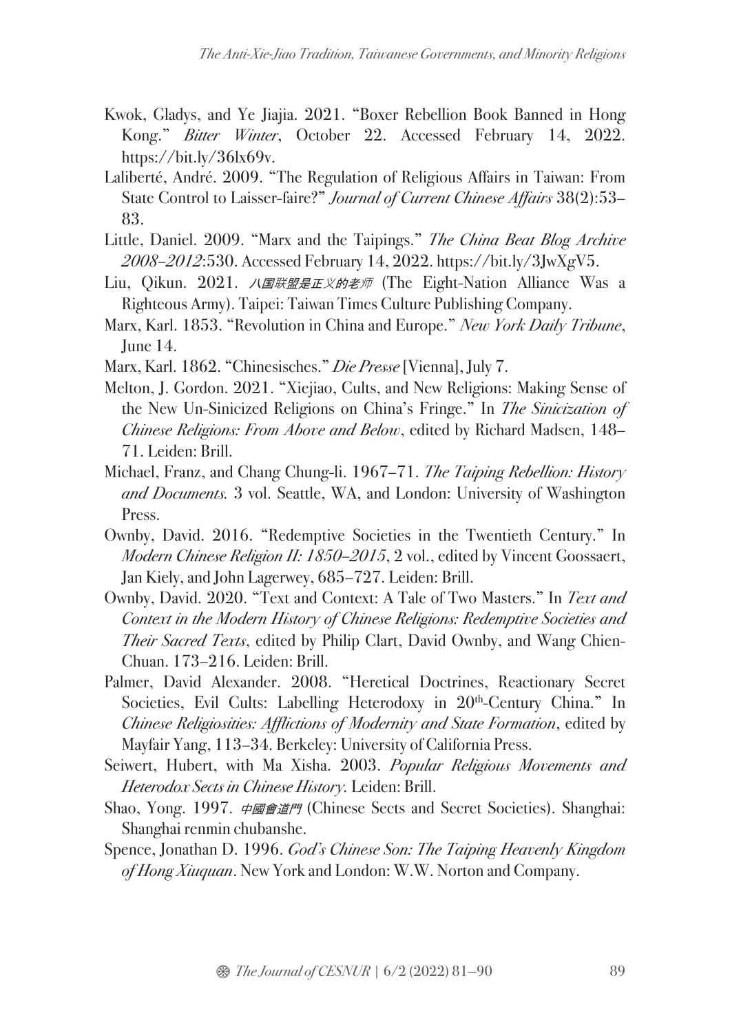Kwok, Gladys, and Ye Jiajia. 2021. "Boxer Rebellion Book Banned in Hong Kong." *Bitter Winter*, October 22. Accessed February 14, 2022. https://bit.ly/36lx69v.

Laliberté, André. 2009. "The Regulation of Religious Affairs in Taiwan: From State Control to Laisser-faire?" *Journal of Current Chinese Affairs* 38(2):53–83.

Little, Daniel. 2009. "Marx and the Taipings." *The China Beat Blog Archive 2008–2012*:530. Accessed February 14, 2022. https://bit.ly/3JwXgV5.

Liu, Qikun. 2021. *八国联盟是正义的老师* (The Eight-Nation Alliance Was a Righteous Army). Taipei: Taiwan Times Culture Publishing Company.

Marx, Karl. 1853. "Revolution in China and Europe." *New York Daily Tribune*, June 14.

Marx, Karl. 1862. "Chinesisches." *Die Presse* [Vienna], July 7.

Melton, J. Gordon. 2021. "Xiejiao, Cults, and New Religions: Making Sense of the New Un-Sinicized Religions on China's Fringe." In *The Sinicization of Chinese Religions: From Above and Below*, edited by Richard Madsen, 148–71. Leiden: Brill.

Michael, Franz, and Chang Chung-li. 1967–71. *The Taiping Rebellion: History and Documents.* 3 vol. Seattle, WA, and London: University of Washington Press.

Ownby, David. 2016. "Redemptive Societies in the Twentieth Century." In *Modern Chinese Religion II: 1850–2015*, 2 vol., edited by Vincent Goossaert, Jan Kiely, and John Lagerwey, 685–727. Leiden: Brill.

Ownby, David. 2020. "Text and Context: A Tale of Two Masters." In *Text and Context in the Modern History of Chinese Religions: Redemptive Societies and Their Sacred Texts*, edited by Philip Clart, David Ownby, and Wang Chien-Chuan. 173–216. Leiden: Brill.

Palmer, David Alexander. 2008. "Heretical Doctrines, Reactionary Secret Societies, Evil Cults: Labelling Heterodoxy in 20th-Century China." In *Chinese Religiosities: Afflictions of Modernity and State Formation*, edited by Mayfair Yang, 113–34. Berkeley: University of California Press.

Seiwert, Hubert, with Ma Xisha. 2003. *Popular Religious Movements and Heterodox Sects in Chinese History.* Leiden: Brill.

Shao, Yong. 1997. *中國會道門* (Chinese Sects and Secret Societies). Shanghai: Shanghai renmin chubanshe.

Spence, Jonathan D. 1996. *God's Chinese Son: The Taiping Heavenly Kingdom of Hong Xiuquan*. New York and London: W.W. Norton and Company.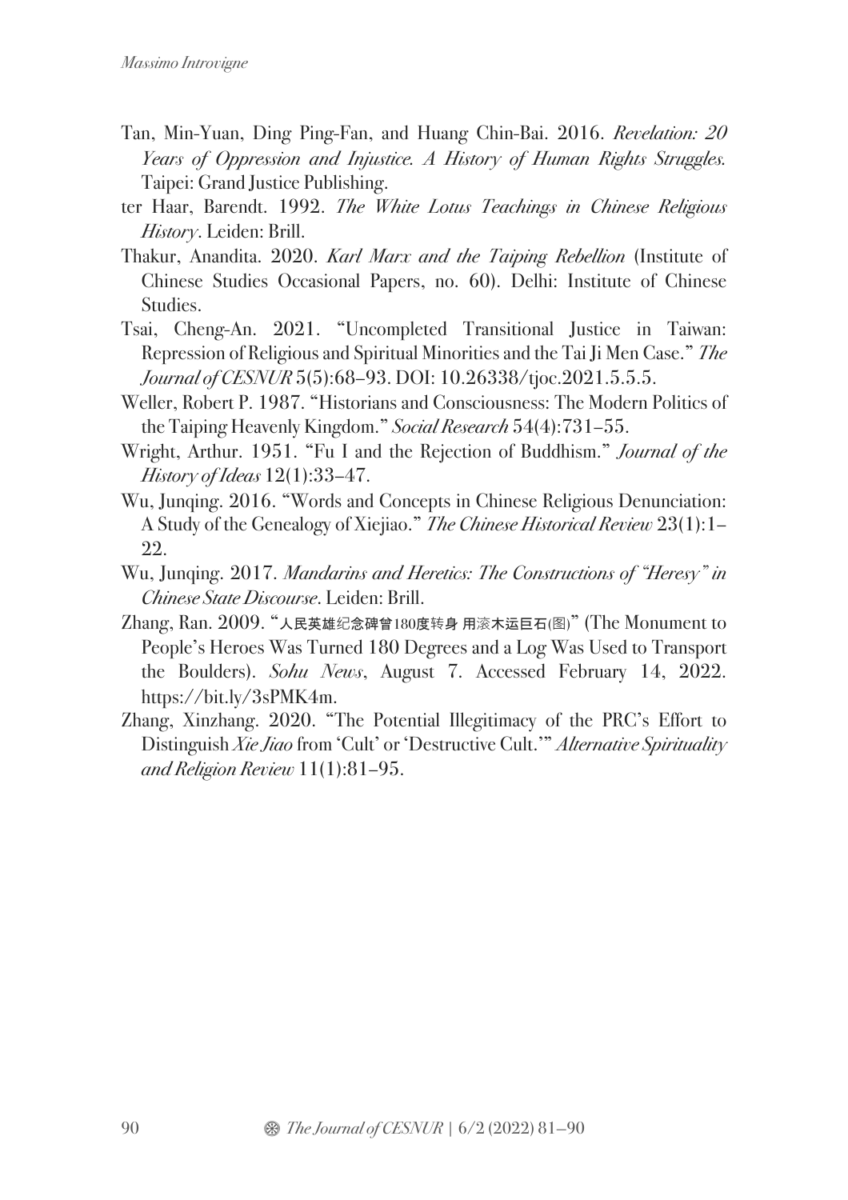Tan, Min-Yuan, Ding Ping-Fan, and Huang Chin-Bai. 2016. *Revelation: 20 Years of Oppression and Injustice. A History of Human Rights Struggles.* Taipei: Grand Justice Publishing.

ter Haar, Barendt. 1992. *The White Lotus Teachings in Chinese Religious History*. Leiden: Brill.

Thakur, Anandita. 2020. *Karl Marx and the Taiping Rebellion* (Institute of Chinese Studies Occasional Papers, no. 60). Delhi: Institute of Chinese Studies.

Tsai, Cheng-An. 2021. "Uncompleted Transitional Justice in Taiwan: Repression of Religious and Spiritual Minorities and the Tai Ji Men Case." *The Journal of CESNUR* 5(5):68–93. DOI: 10.26338/tjoc.2021.5.5.5.

Weller, Robert P. 1987. "Historians and Consciousness: The Modern Politics of the Taiping Heavenly Kingdom." *Social Research* 54(4):731–55.

Wright, Arthur. 1951. "Fu I and the Rejection of Buddhism." *Journal of the History of Ideas* 12(1):33–47.

Wu, Junqing. 2016. "Words and Concepts in Chinese Religious Denunciation: A Study of the Genealogy of Xiejiao." *The Chinese Historical Review* 23(1):1–22.

Wu, Junqing. 2017. *Mandarins and Heretics: The Constructions of "Heresy" in Chinese State Discourse*. Leiden: Brill.

Zhang, Ran. 2009. "人民英雄纪念碑曾180度转身 用滚木运巨石(图)" (The Monument to People's Heroes Was Turned 180 Degrees and a Log Was Used to Transport the Boulders). *Sohu News*, August 7. Accessed February 14, 2022. https://bit.ly/3sPMK4m.

Zhang, Xinzhang. 2020. "The Potential Illegitimacy of the PRC's Effort to Distinguish *Xie Jiao* from 'Cult' or 'Destructive Cult.'" *Alternative Spirituality and Religion Review* 11(1):81–95.